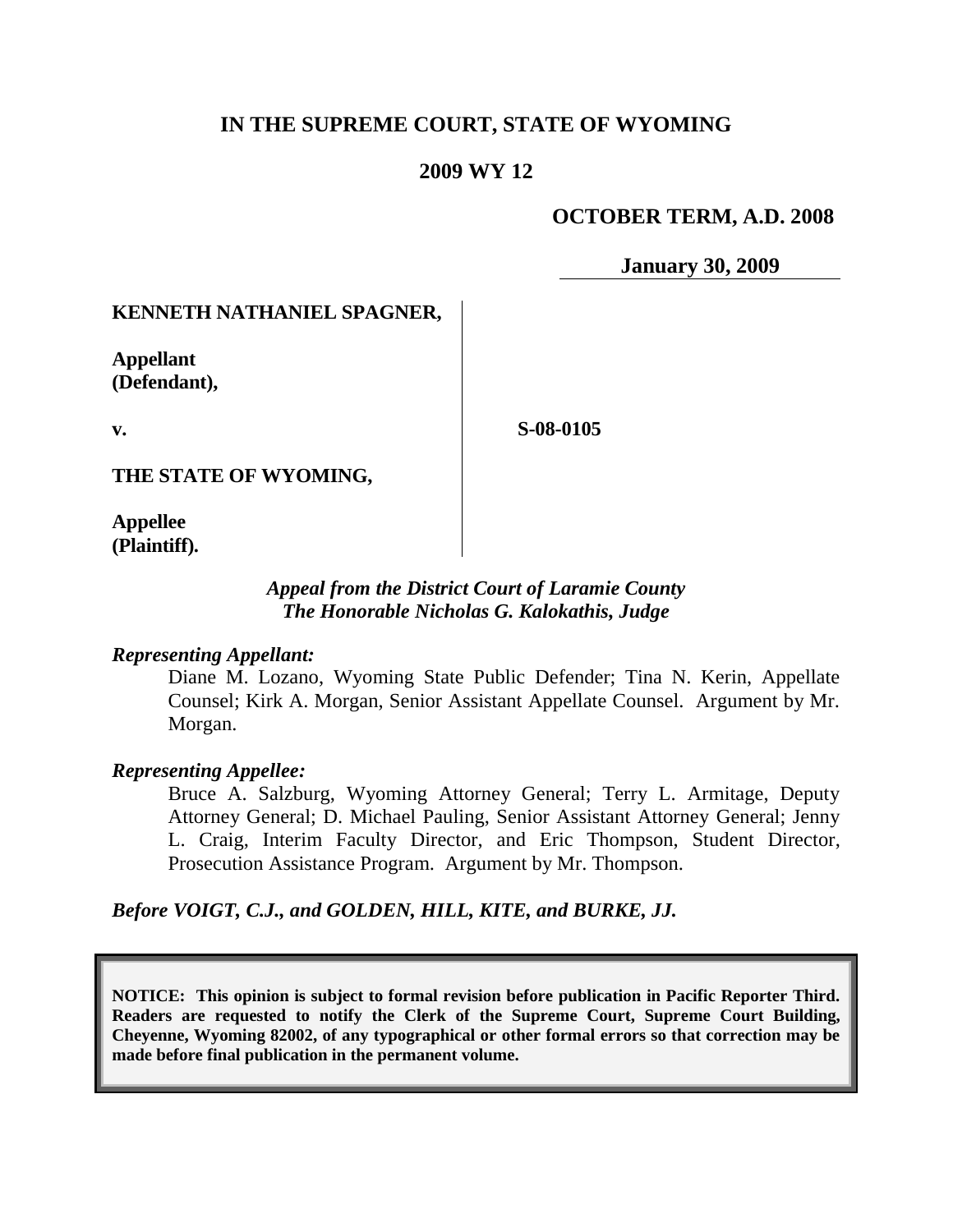**IN THE SUPREME COURT, STATE OF WYOMING**

**2009 WY 12**

**OCTOBER TERM, A.D. 2008**

**January 30, 2009**

**KENNETH NATHANIEL SPAGNER,**

**Appellant (Defendant),**

**v.**

**S-08-0105**

**THE STATE OF WYOMING,**

**Appellee (Plaintiff).**

*Appeal from the District Court of Laramie County*
*The Honorable Nicholas G. Kalokathis, Judge*

*Representing Appellant:*

Diane M. Lozano, Wyoming State Public Defender; Tina N. Kerin, Appellate Counsel; Kirk A. Morgan, Senior Assistant Appellate Counsel. Argument by Mr. Morgan.

*Representing Appellee:*

Bruce A. Salzburg, Wyoming Attorney General; Terry L. Armitage, Deputy Attorney General; D. Michael Pauling, Senior Assistant Attorney General; Jenny L. Craig, Interim Faculty Director, and Eric Thompson, Student Director, Prosecution Assistance Program. Argument by Mr. Thompson.

*Before VOIGT, C.J., and GOLDEN, HILL, KITE, and BURKE, JJ.*

**NOTICE: This opinion is subject to formal revision before publication in Pacific Reporter Third. Readers are requested to notify the Clerk of the Supreme Court, Supreme Court Building, Cheyenne, Wyoming 82002, of any typographical or other formal errors so that correction may be made before final publication in the permanent volume.**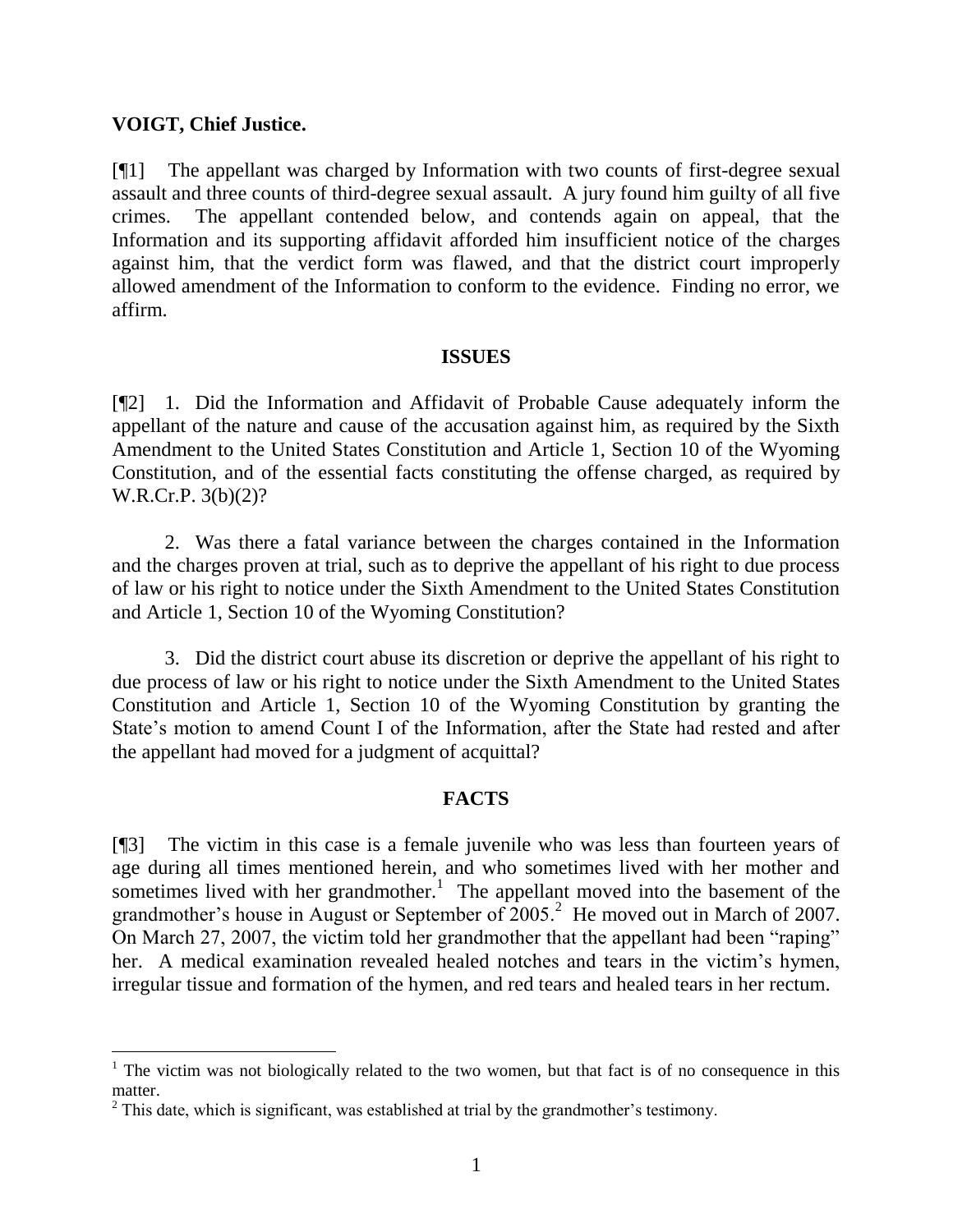**VOIGT, Chief Justice.**

[¶1] The appellant was charged by Information with two counts of first-degree sexual assault and three counts of third-degree sexual assault. A jury found him guilty of all five crimes. The appellant contended below, and contends again on appeal, that the Information and its supporting affidavit afforded him insufficient notice of the charges against him, that the verdict form was flawed, and that the district court improperly allowed amendment of the Information to conform to the evidence. Finding no error, we affirm.

## ISSUES

[¶2] 1. Did the Information and Affidavit of Probable Cause adequately inform the appellant of the nature and cause of the accusation against him, as required by the Sixth Amendment to the United States Constitution and Article 1, Section 10 of the Wyoming Constitution, and of the essential facts constituting the offense charged, as required by W.R.Cr.P. 3(b)(2)?

2. Was there a fatal variance between the charges contained in the Information and the charges proven at trial, such as to deprive the appellant of his right to due process of law or his right to notice under the Sixth Amendment to the United States Constitution and Article 1, Section 10 of the Wyoming Constitution?

3. Did the district court abuse its discretion or deprive the appellant of his right to due process of law or his right to notice under the Sixth Amendment to the United States Constitution and Article 1, Section 10 of the Wyoming Constitution by granting the State's motion to amend Count I of the Information, after the State had rested and after the appellant had moved for a judgment of acquittal?

## FACTS

[¶3] The victim in this case is a female juvenile who was less than fourteen years of age during all times mentioned herein, and who sometimes lived with her mother and sometimes lived with her grandmother.[1] The appellant moved into the basement of the grandmother's house in August or September of 2005.[2] He moved out in March of 2007. On March 27, 2007, the victim told her grandmother that the appellant had been "raping" her. A medical examination revealed healed notches and tears in the victim's hymen, irregular tissue and formation of the hymen, and red tears and healed tears in her rectum.

---

[1] The victim was not biologically related to the two women, but that fact is of no consequence in this matter.

[2] This date, which is significant, was established at trial by the grandmother's testimony.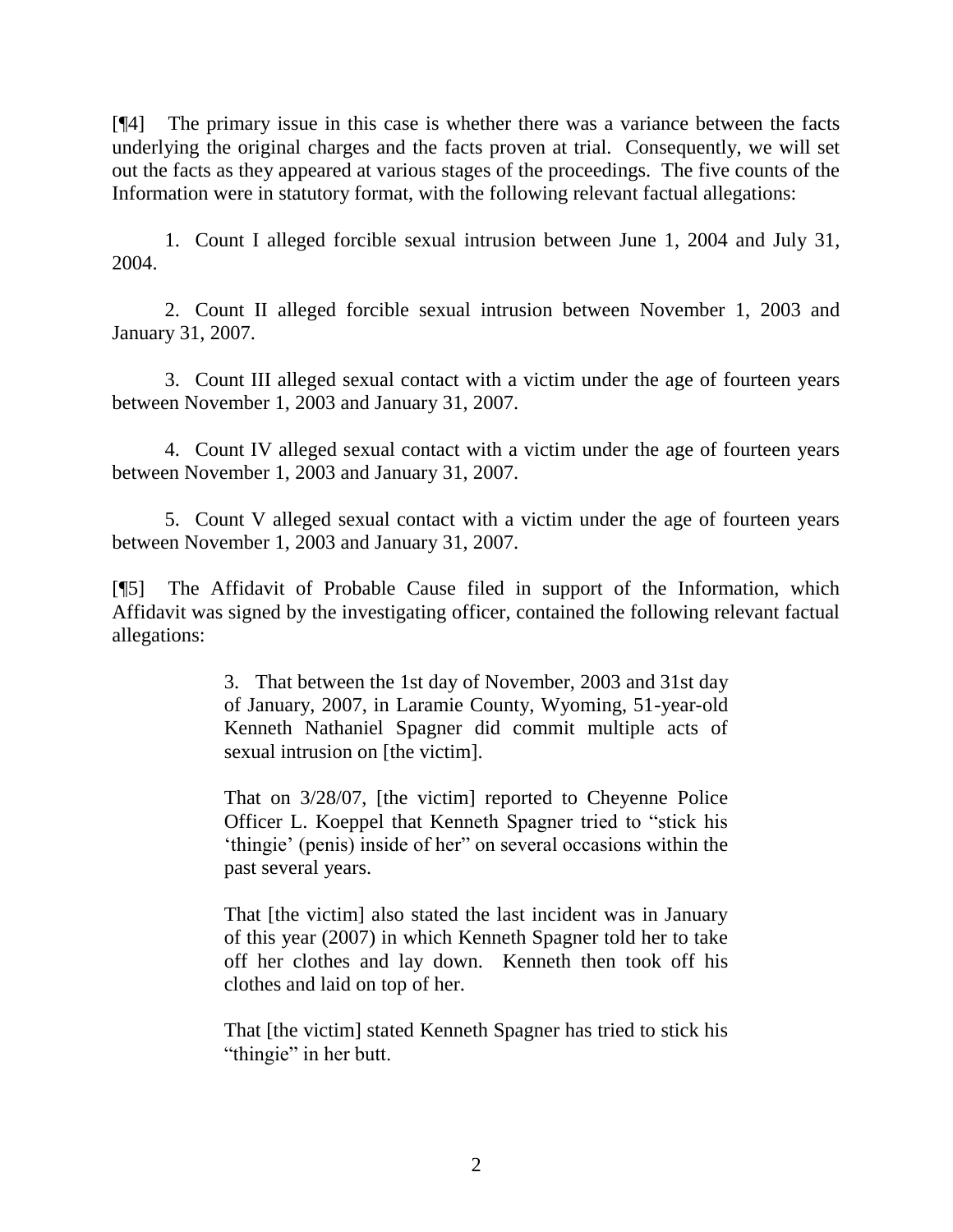[¶4] The primary issue in this case is whether there was a variance between the facts underlying the original charges and the facts proven at trial. Consequently, we will set out the facts as they appeared at various stages of the proceedings. The five counts of the Information were in statutory format, with the following relevant factual allegations:

1. Count I alleged forcible sexual intrusion between June 1, 2004 and July 31, 2004.

2. Count II alleged forcible sexual intrusion between November 1, 2003 and January 31, 2007.

3. Count III alleged sexual contact with a victim under the age of fourteen years between November 1, 2003 and January 31, 2007.

4. Count IV alleged sexual contact with a victim under the age of fourteen years between November 1, 2003 and January 31, 2007.

5. Count V alleged sexual contact with a victim under the age of fourteen years between November 1, 2003 and January 31, 2007.

[¶5] The Affidavit of Probable Cause filed in support of the Information, which Affidavit was signed by the investigating officer, contained the following relevant factual allegations:

> 3. That between the 1st day of November, 2003 and 31st day of January, 2007, in Laramie County, Wyoming, 51-year-old Kenneth Nathaniel Spagner did commit multiple acts of sexual intrusion on [the victim].
>
> That on 3/28/07, [the victim] reported to Cheyenne Police Officer L. Koeppel that Kenneth Spagner tried to "stick his 'thingie' (penis) inside of her" on several occasions within the past several years.
>
> That [the victim] also stated the last incident was in January of this year (2007) in which Kenneth Spagner told her to take off her clothes and lay down. Kenneth then took off his clothes and laid on top of her.
>
> That [the victim] stated Kenneth Spagner has tried to stick his "thingie" in her butt.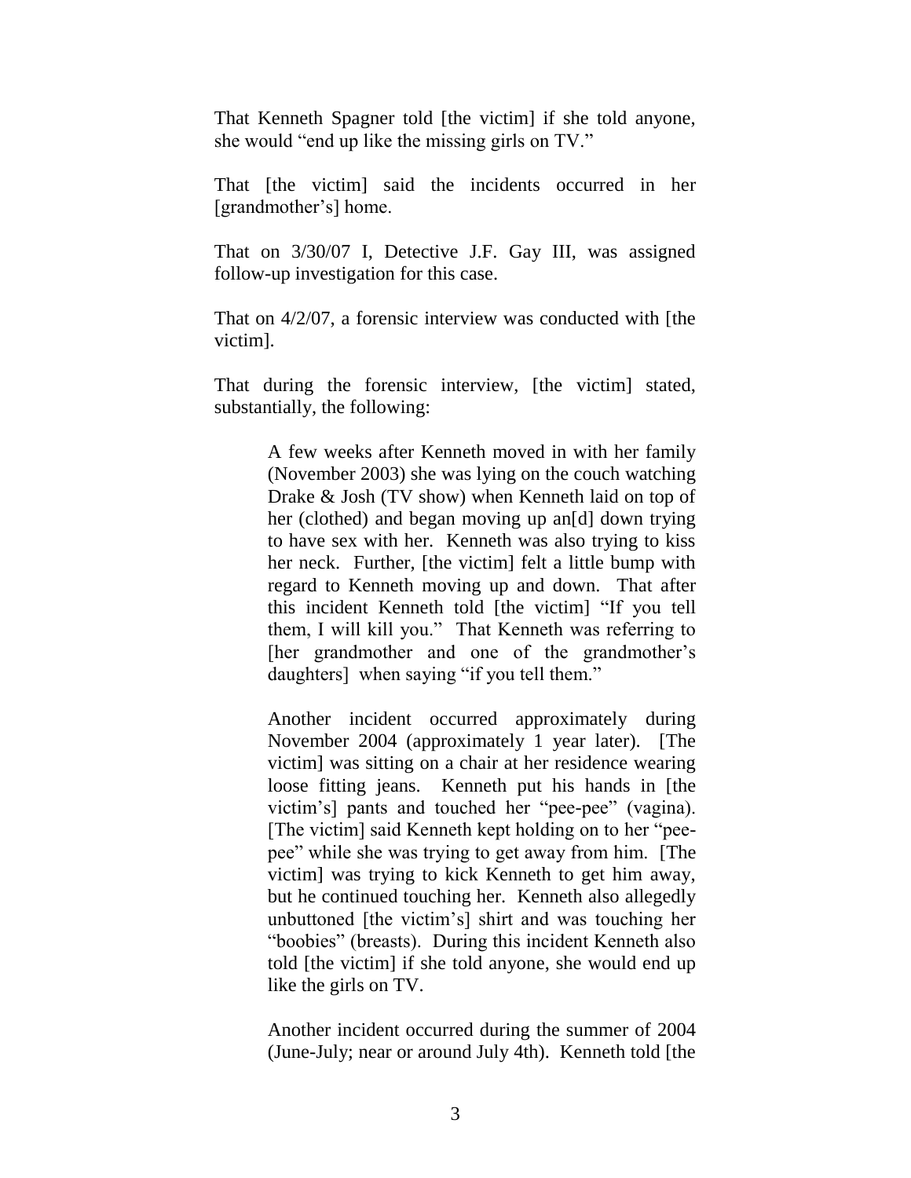That Kenneth Spagner told [the victim] if she told anyone, she would "end up like the missing girls on TV."

That [the victim] said the incidents occurred in her [grandmother's] home.

That on 3/30/07 I, Detective J.F. Gay III, was assigned follow-up investigation for this case.

That on 4/2/07, a forensic interview was conducted with [the victim].

That during the forensic interview, [the victim] stated, substantially, the following:

> A few weeks after Kenneth moved in with her family (November 2003) she was lying on the couch watching Drake & Josh (TV show) when Kenneth laid on top of her (clothed) and began moving up an[d] down trying to have sex with her. Kenneth was also trying to kiss her neck. Further, [the victim] felt a little bump with regard to Kenneth moving up and down. That after this incident Kenneth told [the victim] "If you tell them, I will kill you." That Kenneth was referring to [her grandmother and one of the grandmother's daughters] when saying "if you tell them."
>
> Another incident occurred approximately during November 2004 (approximately 1 year later). [The victim] was sitting on a chair at her residence wearing loose fitting jeans. Kenneth put his hands in [the victim's] pants and touched her "pee-pee" (vagina). [The victim] said Kenneth kept holding on to her "pee-pee" while she was trying to get away from him. [The victim] was trying to kick Kenneth to get him away, but he continued touching her. Kenneth also allegedly unbuttoned [the victim's] shirt and was touching her "boobies" (breasts). During this incident Kenneth also told [the victim] if she told anyone, she would end up like the girls on TV.
>
> Another incident occurred during the summer of 2004 (June-July; near or around July 4th). Kenneth told [the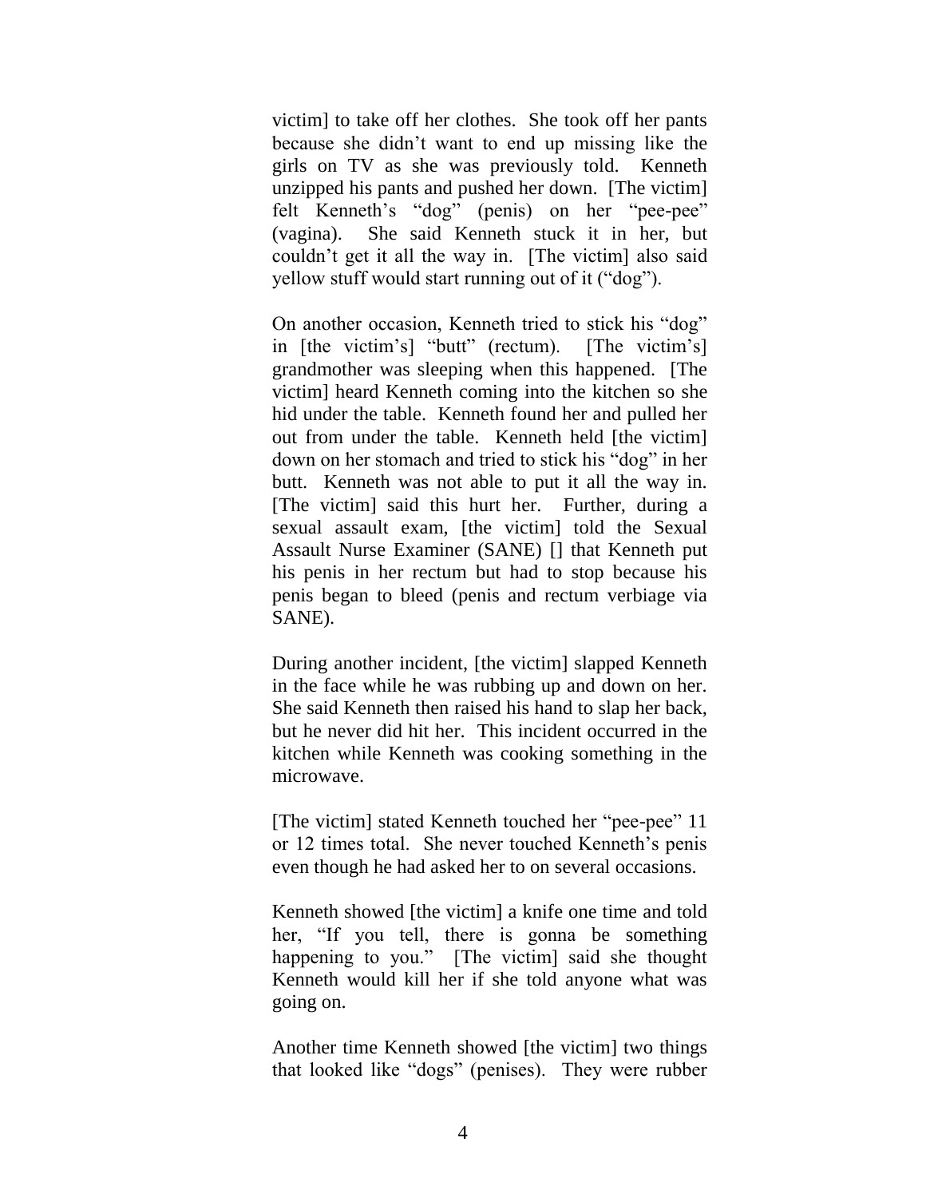victim] to take off her clothes. She took off her pants because she didn't want to end up missing like the girls on TV as she was previously told. Kenneth unzipped his pants and pushed her down. [The victim] felt Kenneth's "dog" (penis) on her "pee-pee" (vagina). She said Kenneth stuck it in her, but couldn't get it all the way in. [The victim] also said yellow stuff would start running out of it ("dog").

On another occasion, Kenneth tried to stick his "dog" in [the victim's] "butt" (rectum). [The victim's] grandmother was sleeping when this happened. [The victim] heard Kenneth coming into the kitchen so she hid under the table. Kenneth found her and pulled her out from under the table. Kenneth held [the victim] down on her stomach and tried to stick his "dog" in her butt. Kenneth was not able to put it all the way in. [The victim] said this hurt her. Further, during a sexual assault exam, [the victim] told the Sexual Assault Nurse Examiner (SANE) [] that Kenneth put his penis in her rectum but had to stop because his penis began to bleed (penis and rectum verbiage via SANE).

During another incident, [the victim] slapped Kenneth in the face while he was rubbing up and down on her. She said Kenneth then raised his hand to slap her back, but he never did hit her. This incident occurred in the kitchen while Kenneth was cooking something in the microwave.

[The victim] stated Kenneth touched her "pee-pee" 11 or 12 times total. She never touched Kenneth's penis even though he had asked her to on several occasions.

Kenneth showed [the victim] a knife one time and told her, "If you tell, there is gonna be something happening to you." [The victim] said she thought Kenneth would kill her if she told anyone what was going on.

Another time Kenneth showed [the victim] two things that looked like "dogs" (penises). They were rubber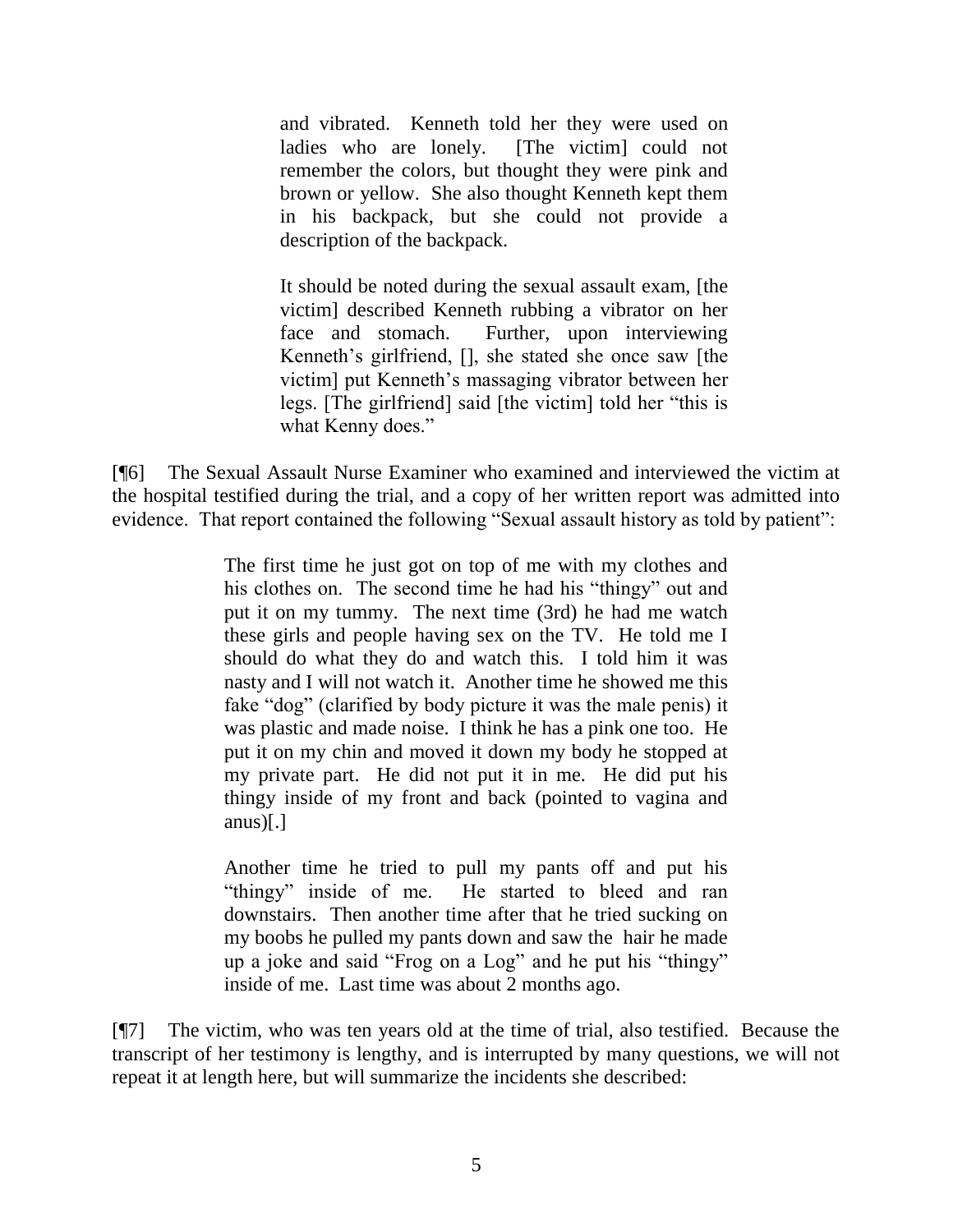> and vibrated. Kenneth told her they were used on ladies who are lonely. [The victim] could not remember the colors, but thought they were pink and brown or yellow. She also thought Kenneth kept them in his backpack, but she could not provide a description of the backpack.
>
> It should be noted during the sexual assault exam, [the victim] described Kenneth rubbing a vibrator on her face and stomach. Further, upon interviewing Kenneth's girlfriend, [], she stated she once saw [the victim] put Kenneth's massaging vibrator between her legs. [The girlfriend] said [the victim] told her "this is what Kenny does."

[¶6] The Sexual Assault Nurse Examiner who examined and interviewed the victim at the hospital testified during the trial, and a copy of her written report was admitted into evidence. That report contained the following "Sexual assault history as told by patient":

> The first time he just got on top of me with my clothes and his clothes on. The second time he had his "thingy" out and put it on my tummy. The next time (3rd) he had me watch these girls and people having sex on the TV. He told me I should do what they do and watch this. I told him it was nasty and I will not watch it. Another time he showed me this fake "dog" (clarified by body picture it was the male penis) it was plastic and made noise. I think he has a pink one too. He put it on my chin and moved it down my body he stopped at my private part. He did not put it in me. He did put his thingy inside of my front and back (pointed to vagina and anus)[.]
>
> Another time he tried to pull my pants off and put his "thingy" inside of me. He started to bleed and ran downstairs. Then another time after that he tried sucking on my boobs he pulled my pants down and saw the hair he made up a joke and said "Frog on a Log" and he put his "thingy" inside of me. Last time was about 2 months ago.

[¶7] The victim, who was ten years old at the time of trial, also testified. Because the transcript of her testimony is lengthy, and is interrupted by many questions, we will not repeat it at length here, but will summarize the incidents she described: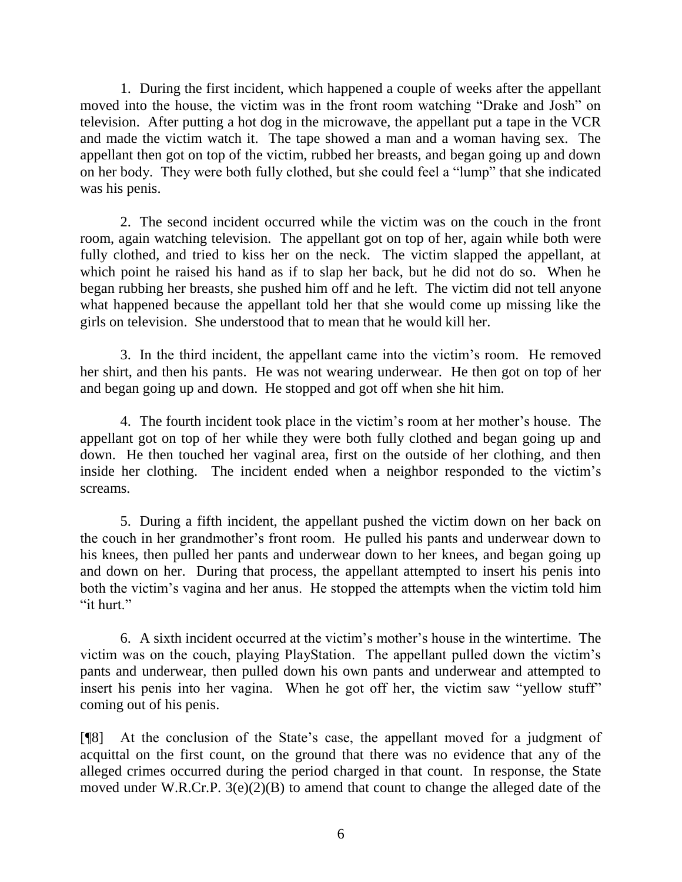1. During the first incident, which happened a couple of weeks after the appellant moved into the house, the victim was in the front room watching "Drake and Josh" on television. After putting a hot dog in the microwave, the appellant put a tape in the VCR and made the victim watch it. The tape showed a man and a woman having sex. The appellant then got on top of the victim, rubbed her breasts, and began going up and down on her body. They were both fully clothed, but she could feel a "lump" that she indicated was his penis.

2. The second incident occurred while the victim was on the couch in the front room, again watching television. The appellant got on top of her, again while both were fully clothed, and tried to kiss her on the neck. The victim slapped the appellant, at which point he raised his hand as if to slap her back, but he did not do so. When he began rubbing her breasts, she pushed him off and he left. The victim did not tell anyone what happened because the appellant told her that she would come up missing like the girls on television. She understood that to mean that he would kill her.

3. In the third incident, the appellant came into the victim's room. He removed her shirt, and then his pants. He was not wearing underwear. He then got on top of her and began going up and down. He stopped and got off when she hit him.

4. The fourth incident took place in the victim's room at her mother's house. The appellant got on top of her while they were both fully clothed and began going up and down. He then touched her vaginal area, first on the outside of her clothing, and then inside her clothing. The incident ended when a neighbor responded to the victim's screams.

5. During a fifth incident, the appellant pushed the victim down on her back on the couch in her grandmother's front room. He pulled his pants and underwear down to his knees, then pulled her pants and underwear down to her knees, and began going up and down on her. During that process, the appellant attempted to insert his penis into both the victim's vagina and her anus. He stopped the attempts when the victim told him "it hurt."

6. A sixth incident occurred at the victim's mother's house in the wintertime. The victim was on the couch, playing PlayStation. The appellant pulled down the victim's pants and underwear, then pulled down his own pants and underwear and attempted to insert his penis into her vagina. When he got off her, the victim saw "yellow stuff" coming out of his penis.

[¶8] At the conclusion of the State's case, the appellant moved for a judgment of acquittal on the first count, on the ground that there was no evidence that any of the alleged crimes occurred during the period charged in that count. In response, the State moved under W.R.Cr.P. 3(e)(2)(B) to amend that count to change the alleged date of the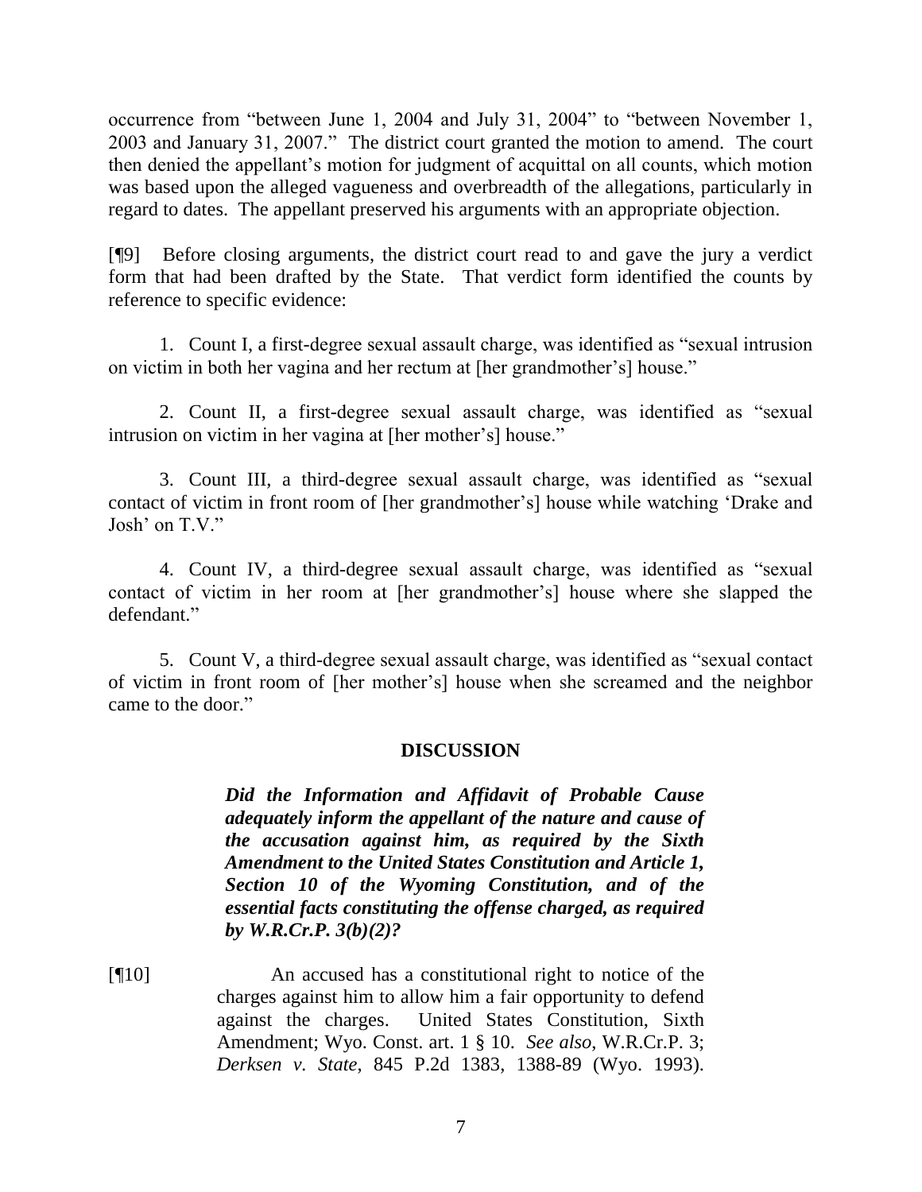occurrence from "between June 1, 2004 and July 31, 2004" to "between November 1, 2003 and January 31, 2007." The district court granted the motion to amend. The court then denied the appellant's motion for judgment of acquittal on all counts, which motion was based upon the alleged vagueness and overbreadth of the allegations, particularly in regard to dates. The appellant preserved his arguments with an appropriate objection.

[¶9] Before closing arguments, the district court read to and gave the jury a verdict form that had been drafted by the State. That verdict form identified the counts by reference to specific evidence:

1. Count I, a first-degree sexual assault charge, was identified as "sexual intrusion on victim in both her vagina and her rectum at [her grandmother's] house."

2. Count II, a first-degree sexual assault charge, was identified as "sexual intrusion on victim in her vagina at [her mother's] house."

3. Count III, a third-degree sexual assault charge, was identified as "sexual contact of victim in front room of [her grandmother's] house while watching 'Drake and Josh' on T.V."

4. Count IV, a third-degree sexual assault charge, was identified as "sexual contact of victim in her room at [her grandmother's] house where she slapped the defendant."

5. Count V, a third-degree sexual assault charge, was identified as "sexual contact of victim in front room of [her mother's] house when she screamed and the neighbor came to the door."

## DISCUSSION

> ***Did the Information and Affidavit of Probable Cause adequately inform the appellant of the nature and cause of the accusation against him, as required by the Sixth Amendment to the United States Constitution and Article 1, Section 10 of the Wyoming Constitution, and of the essential facts constituting the offense charged, as required by W.R.Cr.P. 3(b)(2)?***

[¶10] An accused has a constitutional right to notice of the charges against him to allow him a fair opportunity to defend against the charges. United States Constitution, Sixth Amendment; Wyo. Const. art. 1 § 10. *See also*, W.R.Cr.P. 3; *Derksen v. State*, 845 P.2d 1383, 1388-89 (Wyo. 1993).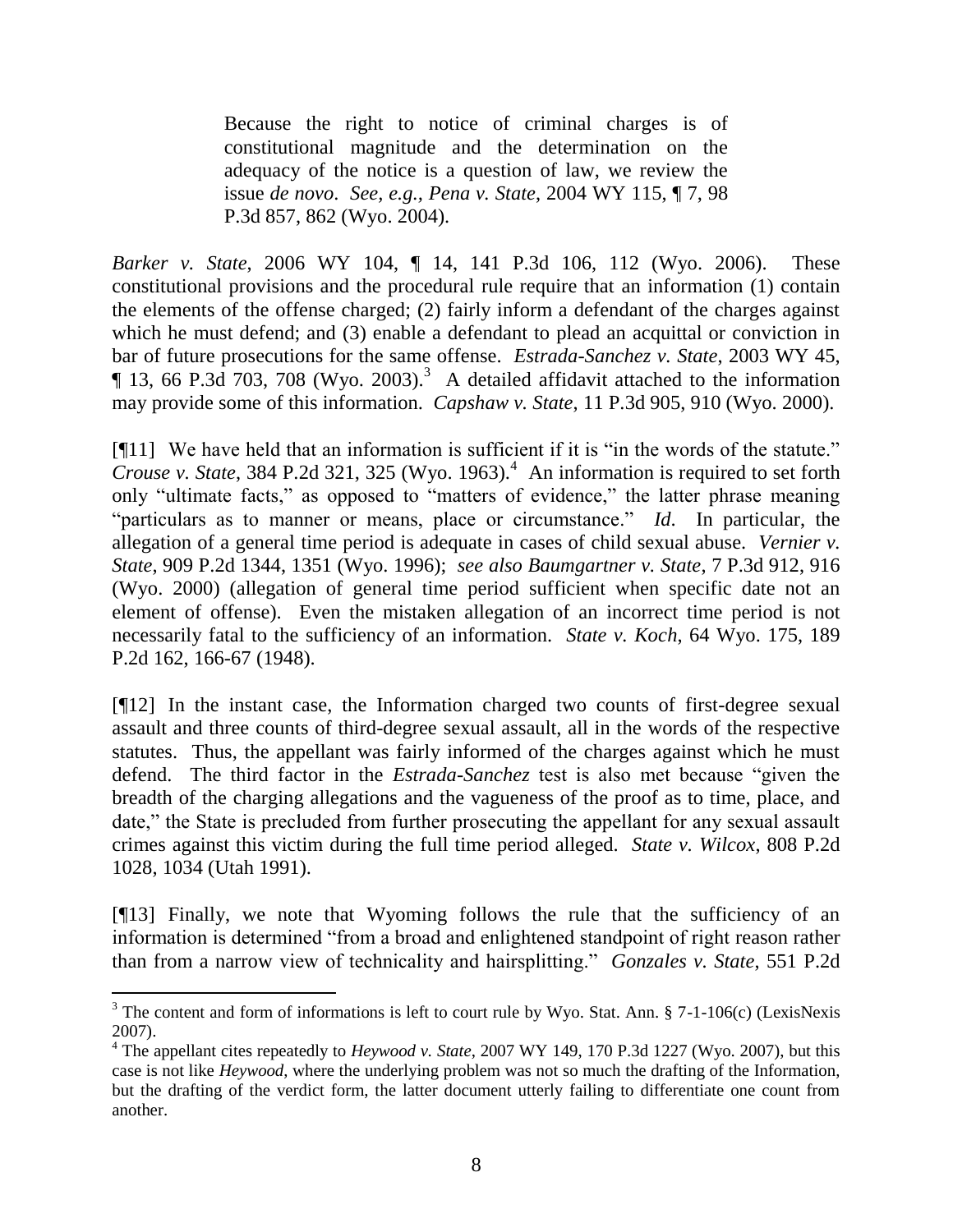> Because the right to notice of criminal charges is of constitutional magnitude and the determination on the adequacy of the notice is a question of law, we review the issue *de novo*. *See, e.g., Pena v. State*, 2004 WY 115, ¶ 7, 98 P.3d 857, 862 (Wyo. 2004).

*Barker v. State*, 2006 WY 104, ¶ 14, 141 P.3d 106, 112 (Wyo. 2006). These constitutional provisions and the procedural rule require that an information (1) contain the elements of the offense charged; (2) fairly inform a defendant of the charges against which he must defend; and (3) enable a defendant to plead an acquittal or conviction in bar of future prosecutions for the same offense. *Estrada-Sanchez v. State*, 2003 WY 45, ¶ 13, 66 P.3d 703, 708 (Wyo. 2003).[3] A detailed affidavit attached to the information may provide some of this information. *Capshaw v. State*, 11 P.3d 905, 910 (Wyo. 2000).

[¶11] We have held that an information is sufficient if it is "in the words of the statute." *Crouse v. State*, 384 P.2d 321, 325 (Wyo. 1963).[4] An information is required to set forth only "ultimate facts," as opposed to "matters of evidence," the latter phrase meaning "particulars as to manner or means, place or circumstance." *Id*. In particular, the allegation of a general time period is adequate in cases of child sexual abuse. *Vernier v. State*, 909 P.2d 1344, 1351 (Wyo. 1996); *see also Baumgartner v. State*, 7 P.3d 912, 916 (Wyo. 2000) (allegation of general time period sufficient when specific date not an element of offense). Even the mistaken allegation of an incorrect time period is not necessarily fatal to the sufficiency of an information. *State v. Koch*, 64 Wyo. 175, 189 P.2d 162, 166-67 (1948).

[¶12] In the instant case, the Information charged two counts of first-degree sexual assault and three counts of third-degree sexual assault, all in the words of the respective statutes. Thus, the appellant was fairly informed of the charges against which he must defend. The third factor in the *Estrada-Sanchez* test is also met because "given the breadth of the charging allegations and the vagueness of the proof as to time, place, and date," the State is precluded from further prosecuting the appellant for any sexual assault crimes against this victim during the full time period alleged. *State v. Wilcox*, 808 P.2d 1028, 1034 (Utah 1991).

[¶13] Finally, we note that Wyoming follows the rule that the sufficiency of an information is determined "from a broad and enlightened standpoint of right reason rather than from a narrow view of technicality and hairsplitting." *Gonzales v. State*, 551 P.2d

---

[3] The content and form of informations is left to court rule by Wyo. Stat. Ann. § 7-1-106(c) (LexisNexis 2007).

[4] The appellant cites repeatedly to *Heywood v. State*, 2007 WY 149, 170 P.3d 1227 (Wyo. 2007), but this case is not like *Heywood*, where the underlying problem was not so much the drafting of the Information, but the drafting of the verdict form, the latter document utterly failing to differentiate one count from another.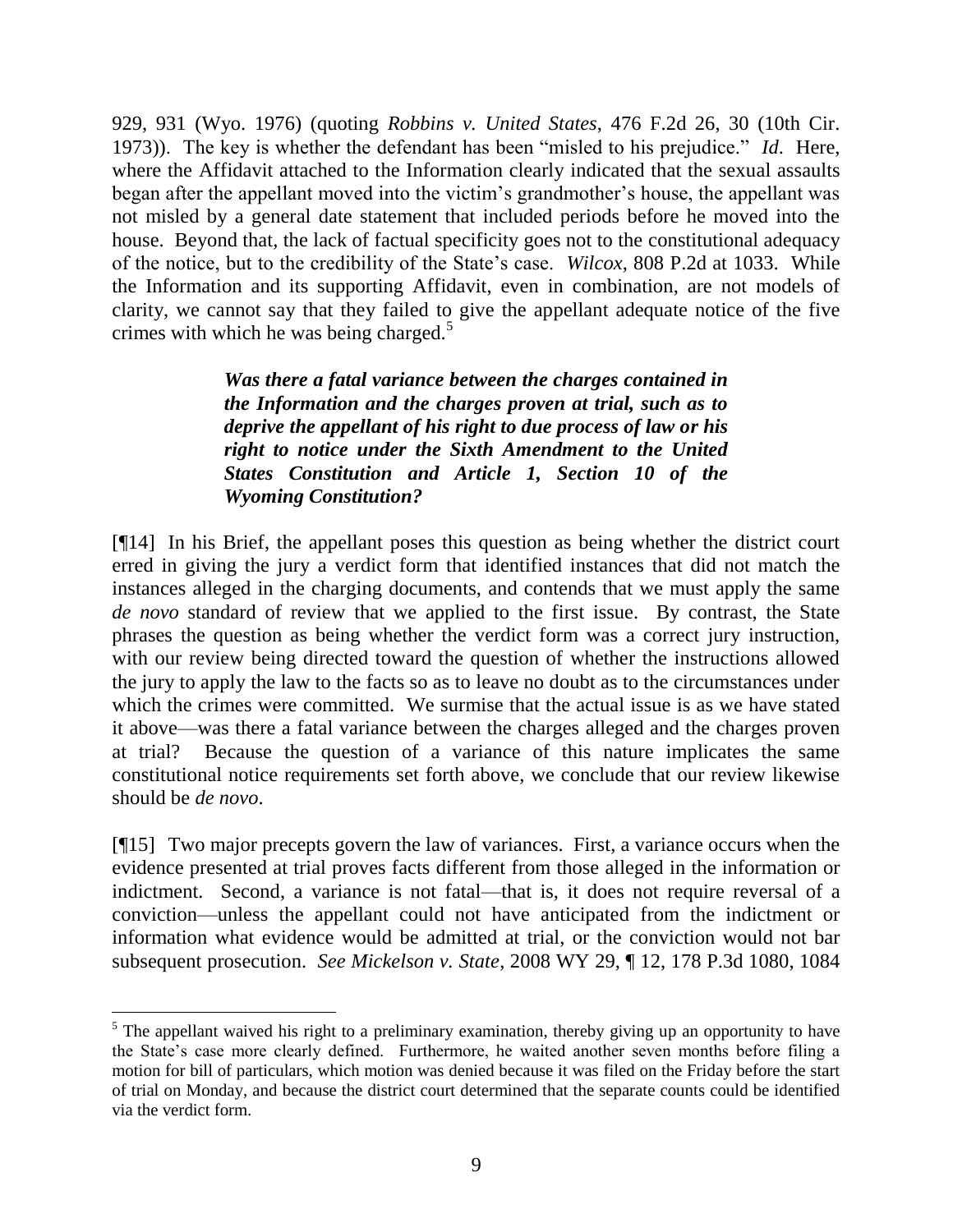929, 931 (Wyo. 1976) (quoting *Robbins v. United States*, 476 F.2d 26, 30 (10th Cir. 1973)). The key is whether the defendant has been "misled to his prejudice." *Id*. Here, where the Affidavit attached to the Information clearly indicated that the sexual assaults began after the appellant moved into the victim's grandmother's house, the appellant was not misled by a general date statement that included periods before he moved into the house. Beyond that, the lack of factual specificity goes not to the constitutional adequacy of the notice, but to the credibility of the State's case. *Wilcox*, 808 P.2d at 1033. While the Information and its supporting Affidavit, even in combination, are not models of clarity, we cannot say that they failed to give the appellant adequate notice of the five crimes with which he was being charged.[5]

***Was there a fatal variance between the charges contained in the Information and the charges proven at trial, such as to deprive the appellant of his right to due process of law or his right to notice under the Sixth Amendment to the United States Constitution and Article 1, Section 10 of the Wyoming Constitution?***

[¶14] In his Brief, the appellant poses this question as being whether the district court erred in giving the jury a verdict form that identified instances that did not match the instances alleged in the charging documents, and contends that we must apply the same *de novo* standard of review that we applied to the first issue. By contrast, the State phrases the question as being whether the verdict form was a correct jury instruction, with our review being directed toward the question of whether the instructions allowed the jury to apply the law to the facts so as to leave no doubt as to the circumstances under which the crimes were committed. We surmise that the actual issue is as we have stated it above—was there a fatal variance between the charges alleged and the charges proven at trial? Because the question of a variance of this nature implicates the same constitutional notice requirements set forth above, we conclude that our review likewise should be *de novo*.

[¶15] Two major precepts govern the law of variances. First, a variance occurs when the evidence presented at trial proves facts different from those alleged in the information or indictment. Second, a variance is not fatal—that is, it does not require reversal of a conviction—unless the appellant could not have anticipated from the indictment or information what evidence would be admitted at trial, or the conviction would not bar subsequent prosecution. *See Mickelson v. State*, 2008 WY 29, ¶ 12, 178 P.3d 1080, 1084

---

[5] The appellant waived his right to a preliminary examination, thereby giving up an opportunity to have the State's case more clearly defined. Furthermore, he waited another seven months before filing a motion for bill of particulars, which motion was denied because it was filed on the Friday before the start of trial on Monday, and because the district court determined that the separate counts could be identified via the verdict form.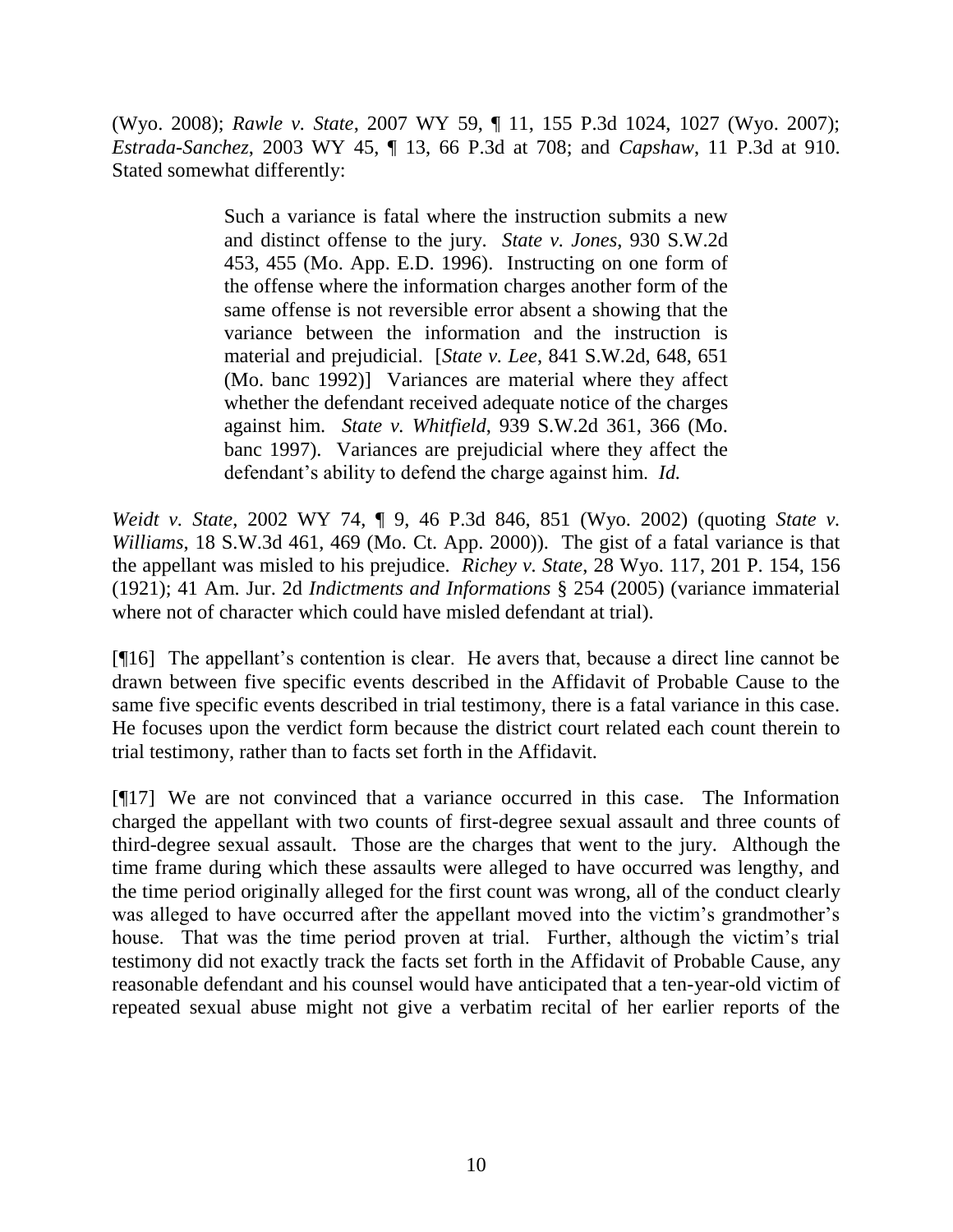(Wyo. 2008); *Rawle v. State*, 2007 WY 59, ¶ 11, 155 P.3d 1024, 1027 (Wyo. 2007); *Estrada-Sanchez*, 2003 WY 45, ¶ 13, 66 P.3d at 708; and *Capshaw*, 11 P.3d at 910. Stated somewhat differently:

> Such a variance is fatal where the instruction submits a new and distinct offense to the jury. *State v. Jones*, 930 S.W.2d 453, 455 (Mo. App. E.D. 1996). Instructing on one form of the offense where the information charges another form of the same offense is not reversible error absent a showing that the variance between the information and the instruction is material and prejudicial. [*State v. Lee*, 841 S.W.2d, 648, 651 (Mo. banc 1992)] Variances are material where they affect whether the defendant received adequate notice of the charges against him. *State v. Whitfield*, 939 S.W.2d 361, 366 (Mo. banc 1997). Variances are prejudicial where they affect the defendant's ability to defend the charge against him. *Id.*

*Weidt v. State*, 2002 WY 74, ¶ 9, 46 P.3d 846, 851 (Wyo. 2002) (quoting *State v. Williams*, 18 S.W.3d 461, 469 (Mo. Ct. App. 2000)). The gist of a fatal variance is that the appellant was misled to his prejudice. *Richey v. State*, 28 Wyo. 117, 201 P. 154, 156 (1921); 41 Am. Jur. 2d *Indictments and Informations* § 254 (2005) (variance immaterial where not of character which could have misled defendant at trial).

[¶16] The appellant's contention is clear. He avers that, because a direct line cannot be drawn between five specific events described in the Affidavit of Probable Cause to the same five specific events described in trial testimony, there is a fatal variance in this case. He focuses upon the verdict form because the district court related each count therein to trial testimony, rather than to facts set forth in the Affidavit.

[¶17] We are not convinced that a variance occurred in this case. The Information charged the appellant with two counts of first-degree sexual assault and three counts of third-degree sexual assault. Those are the charges that went to the jury. Although the time frame during which these assaults were alleged to have occurred was lengthy, and the time period originally alleged for the first count was wrong, all of the conduct clearly was alleged to have occurred after the appellant moved into the victim's grandmother's house. That was the time period proven at trial. Further, although the victim's trial testimony did not exactly track the facts set forth in the Affidavit of Probable Cause, any reasonable defendant and his counsel would have anticipated that a ten-year-old victim of repeated sexual abuse might not give a verbatim recital of her earlier reports of the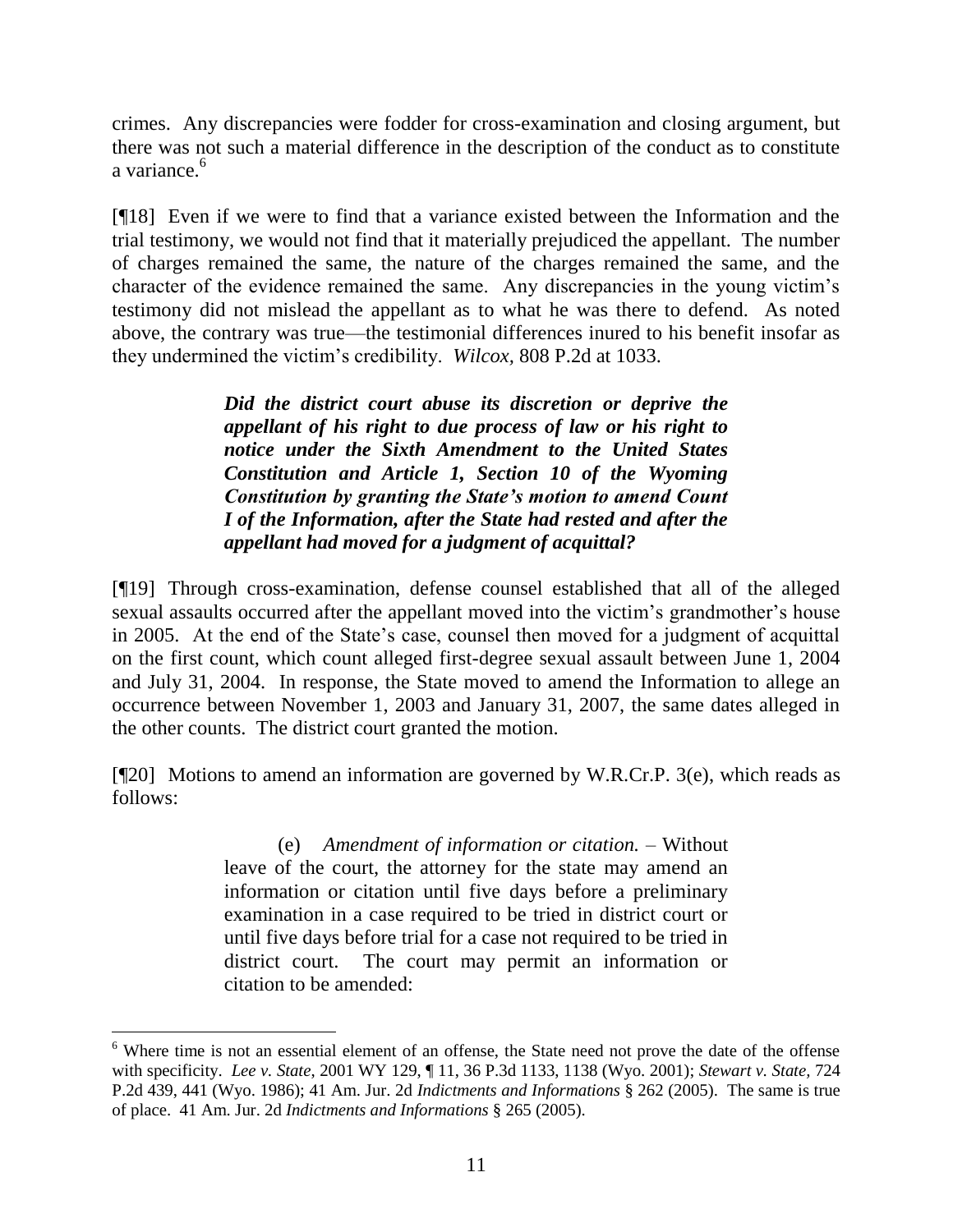crimes. Any discrepancies were fodder for cross-examination and closing argument, but there was not such a material difference in the description of the conduct as to constitute a variance.[6]

[¶18] Even if we were to find that a variance existed between the Information and the trial testimony, we would not find that it materially prejudiced the appellant. The number of charges remained the same, the nature of the charges remained the same, and the character of the evidence remained the same. Any discrepancies in the young victim's testimony did not mislead the appellant as to what he was there to defend. As noted above, the contrary was true—the testimonial differences inured to his benefit insofar as they undermined the victim's credibility. *Wilcox,* 808 P.2d at 1033.

> ***Did the district court abuse its discretion or deprive the appellant of his right to due process of law or his right to notice under the Sixth Amendment to the United States Constitution and Article 1, Section 10 of the Wyoming Constitution by granting the State's motion to amend Count I of the Information, after the State had rested and after the appellant had moved for a judgment of acquittal?***

[¶19] Through cross-examination, defense counsel established that all of the alleged sexual assaults occurred after the appellant moved into the victim's grandmother's house in 2005. At the end of the State's case, counsel then moved for a judgment of acquittal on the first count, which count alleged first-degree sexual assault between June 1, 2004 and July 31, 2004. In response, the State moved to amend the Information to allege an occurrence between November 1, 2003 and January 31, 2007, the same dates alleged in the other counts. The district court granted the motion.

[¶20] Motions to amend an information are governed by W.R.Cr.P. 3(e), which reads as follows:

> (e) *Amendment of information or citation.* – Without leave of the court, the attorney for the state may amend an information or citation until five days before a preliminary examination in a case required to be tried in district court or until five days before trial for a case not required to be tried in district court. The court may permit an information or citation to be amended:

---

[6] Where time is not an essential element of an offense, the State need not prove the date of the offense with specificity. *Lee v. State*, 2001 WY 129, ¶ 11, 36 P.3d 1133, 1138 (Wyo. 2001); *Stewart v. State,* 724 P.2d 439, 441 (Wyo. 1986); 41 Am. Jur. 2d *Indictments and Informations* § 262 (2005). The same is true of place. 41 Am. Jur. 2d *Indictments and Informations* § 265 (2005).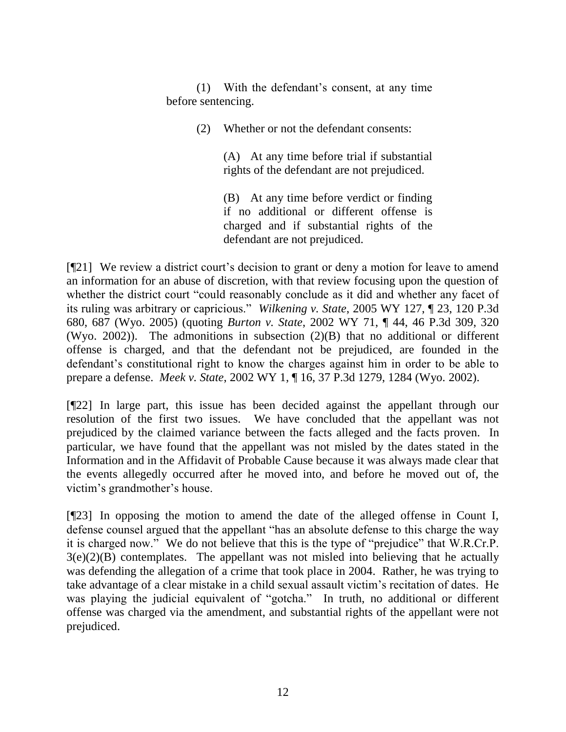> (1) With the defendant's consent, at any time before sentencing.
>
> (2) Whether or not the defendant consents:
>
> > (A) At any time before trial if substantial rights of the defendant are not prejudiced.
> >
> > (B) At any time before verdict or finding if no additional or different offense is charged and if substantial rights of the defendant are not prejudiced.

[¶21] We review a district court's decision to grant or deny a motion for leave to amend an information for an abuse of discretion, with that review focusing upon the question of whether the district court "could reasonably conclude as it did and whether any facet of its ruling was arbitrary or capricious." *Wilkening v. State*, 2005 WY 127, ¶ 23, 120 P.3d 680, 687 (Wyo. 2005) (quoting *Burton v. State*, 2002 WY 71, ¶ 44, 46 P.3d 309, 320 (Wyo. 2002)). The admonitions in subsection (2)(B) that no additional or different offense is charged, and that the defendant not be prejudiced, are founded in the defendant's constitutional right to know the charges against him in order to be able to prepare a defense. *Meek v. State*, 2002 WY 1, ¶ 16, 37 P.3d 1279, 1284 (Wyo. 2002).

[¶22] In large part, this issue has been decided against the appellant through our resolution of the first two issues. We have concluded that the appellant was not prejudiced by the claimed variance between the facts alleged and the facts proven. In particular, we have found that the appellant was not misled by the dates stated in the Information and in the Affidavit of Probable Cause because it was always made clear that the events allegedly occurred after he moved into, and before he moved out of, the victim's grandmother's house.

[¶23] In opposing the motion to amend the date of the alleged offense in Count I, defense counsel argued that the appellant "has an absolute defense to this charge the way it is charged now." We do not believe that this is the type of "prejudice" that W.R.Cr.P. 3(e)(2)(B) contemplates. The appellant was not misled into believing that he actually was defending the allegation of a crime that took place in 2004. Rather, he was trying to take advantage of a clear mistake in a child sexual assault victim's recitation of dates. He was playing the judicial equivalent of "gotcha." In truth, no additional or different offense was charged via the amendment, and substantial rights of the appellant were not prejudiced.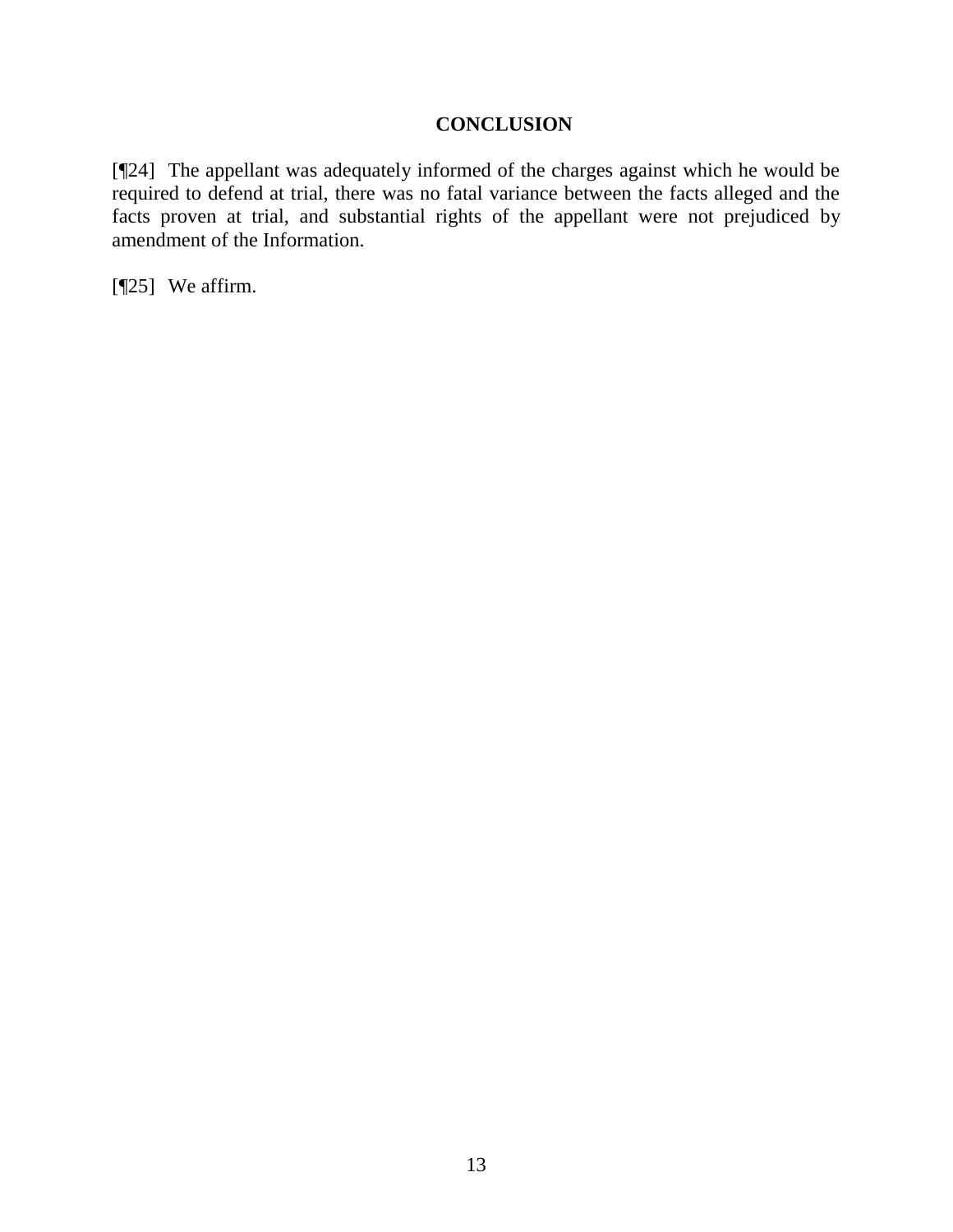## CONCLUSION

[¶24] The appellant was adequately informed of the charges against which he would be required to defend at trial, there was no fatal variance between the facts alleged and the facts proven at trial, and substantial rights of the appellant were not prejudiced by amendment of the Information.

[¶25] We affirm.